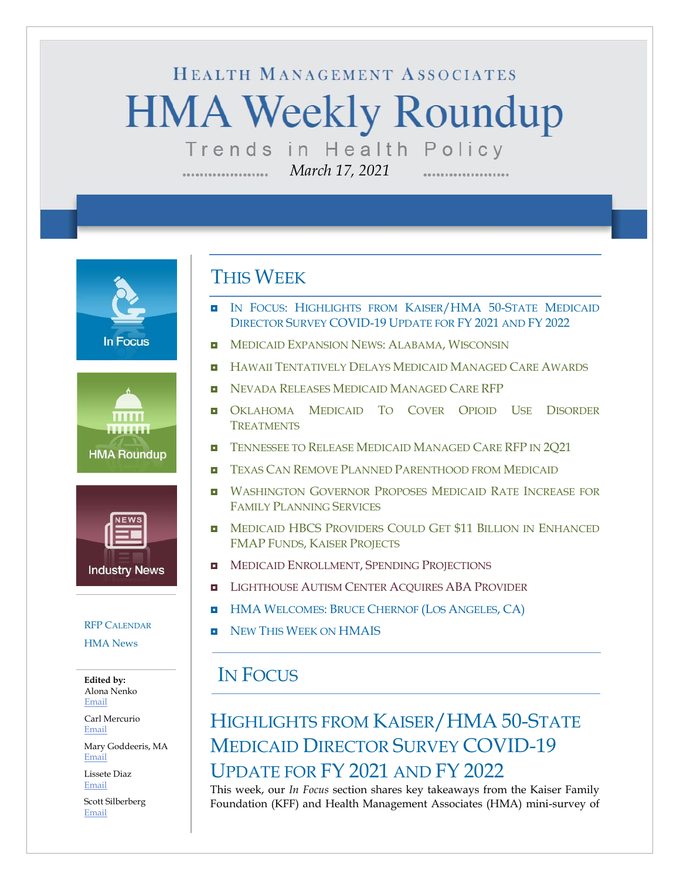HEALTH MANAGEMENT ASSOCIATES

# HMA Weekly Roundup

Trends in Health Policy

*March 17, 2021*

In Focus

HMA Roundup

Industry News

RFP CALENDAR

HMA News

**Edited by:**
Alona Nenko
Email

Carl Mercurio
Email

Mary Goddeeris, MA
Email

Lissete Diaz
Email

Scott Silberberg
Email

## THIS WEEK

- IN FOCUS: HIGHLIGHTS FROM KAISER/HMA 50-STATE MEDICAID DIRECTOR SURVEY COVID-19 UPDATE FOR FY 2021 AND FY 2022
- MEDICAID EXPANSION NEWS: ALABAMA, WISCONSIN
- HAWAII TENTATIVELY DELAYS MEDICAID MANAGED CARE AWARDS
- NEVADA RELEASES MEDICAID MANAGED CARE RFP
- OKLAHOMA MEDICAID TO COVER OPIOID USE DISORDER TREATMENTS
- TENNESSEE TO RELEASE MEDICAID MANAGED CARE RFP IN 2Q21
- TEXAS CAN REMOVE PLANNED PARENTHOOD FROM MEDICAID
- WASHINGTON GOVERNOR PROPOSES MEDICAID RATE INCREASE FOR FAMILY PLANNING SERVICES
- MEDICAID HBCS PROVIDERS COULD GET $11 BILLION IN ENHANCED FMAP FUNDS, KAISER PROJECTS
- MEDICAID ENROLLMENT, SPENDING PROJECTIONS
- LIGHTHOUSE AUTISM CENTER ACQUIRES ABA PROVIDER
- HMA WELCOMES: BRUCE CHERNOF (LOS ANGELES, CA)
- NEW THIS WEEK ON HMAIS

## IN FOCUS

### HIGHLIGHTS FROM KAISER/HMA 50-STATE MEDICAID DIRECTOR SURVEY COVID-19 UPDATE FOR FY 2021 AND FY 2022

This week, our *In Focus* section shares key takeaways from the Kaiser Family Foundation (KFF) and Health Management Associates (HMA) mini-survey of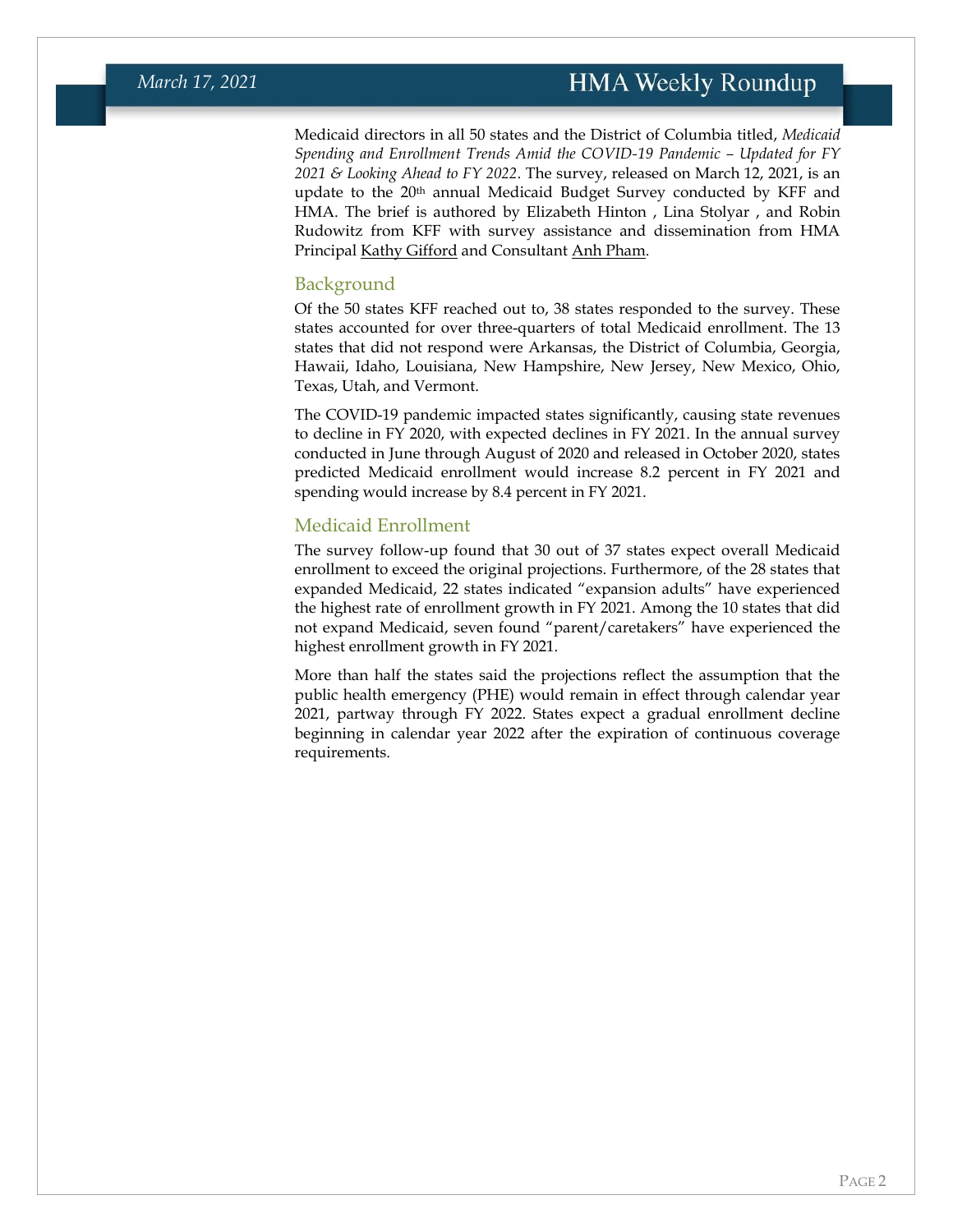Medicaid directors in all 50 states and the District of Columbia titled, *Medicaid Spending and Enrollment Trends Amid the COVID-19 Pandemic – Updated for FY 2021 & Looking Ahead to FY 2022*. The survey, released on March 12, 2021, is an update to the 20th annual Medicaid Budget Survey conducted by KFF and HMA. The brief is authored by Elizabeth Hinton , Lina Stolyar , and Robin Rudowitz from KFF with survey assistance and dissemination from HMA Principal Kathy Gifford and Consultant Anh Pham.

## Background

Of the 50 states KFF reached out to, 38 states responded to the survey. These states accounted for over three-quarters of total Medicaid enrollment. The 13 states that did not respond were Arkansas, the District of Columbia, Georgia, Hawaii, Idaho, Louisiana, New Hampshire, New Jersey, New Mexico, Ohio, Texas, Utah, and Vermont.

The COVID-19 pandemic impacted states significantly, causing state revenues to decline in FY 2020, with expected declines in FY 2021. In the annual survey conducted in June through August of 2020 and released in October 2020, states predicted Medicaid enrollment would increase 8.2 percent in FY 2021 and spending would increase by 8.4 percent in FY 2021.

## Medicaid Enrollment

The survey follow-up found that 30 out of 37 states expect overall Medicaid enrollment to exceed the original projections. Furthermore, of the 28 states that expanded Medicaid, 22 states indicated "expansion adults" have experienced the highest rate of enrollment growth in FY 2021. Among the 10 states that did not expand Medicaid, seven found "parent/caretakers" have experienced the highest enrollment growth in FY 2021.

More than half the states said the projections reflect the assumption that the public health emergency (PHE) would remain in effect through calendar year 2021, partway through FY 2022. States expect a gradual enrollment decline beginning in calendar year 2022 after the expiration of continuous coverage requirements.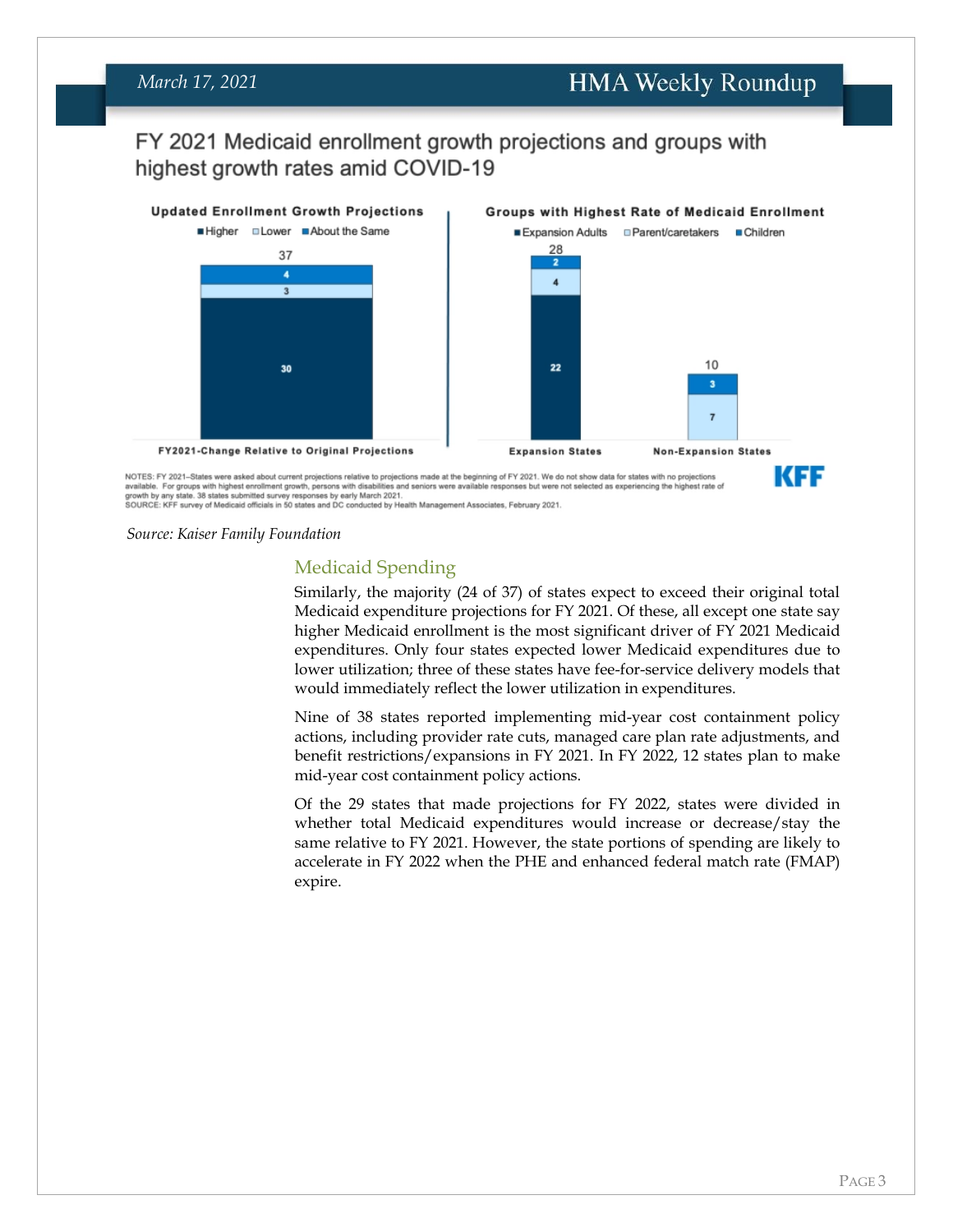## FY 2021 Medicaid enrollment growth projections and groups with highest growth rates amid COVID-19

**Updated Enrollment Growth Projections**

| FY2021-Change Relative to Original Projections | |
| --- | --- |
| Higher | 30 |
| Lower | 3 |
| About the Same | 4 |
| Total | 37 |

**Groups with Highest Rate of Medicaid Enrollment**

| | Expansion States | Non-Expansion States |
| --- | --- | --- |
| Expansion Adults | 22 | |
| Parent/caretakers | 4 | 7 |
| Children | 2 | 3 |
| Total | 28 | 10 |

NOTES: FY 2021–States were asked about current projections relative to projections made at the beginning of FY 2021. We do not show data for states with no projections available. For groups with highest enrollment growth, persons with disabilities and seniors were available responses but were not selected as experiencing the highest rate of growth by any state. 38 states submitted survey responses by early March 2021.
SOURCE: KFF survey of Medicaid officials in 50 states and DC conducted by Health Management Associates, February 2021.

*Source: Kaiser Family Foundation*

### Medicaid Spending

Similarly, the majority (24 of 37) of states expect to exceed their original total Medicaid expenditure projections for FY 2021. Of these, all except one state say higher Medicaid enrollment is the most significant driver of FY 2021 Medicaid expenditures. Only four states expected lower Medicaid expenditures due to lower utilization; three of these states have fee-for-service delivery models that would immediately reflect the lower utilization in expenditures.

Nine of 38 states reported implementing mid-year cost containment policy actions, including provider rate cuts, managed care plan rate adjustments, and benefit restrictions/expansions in FY 2021. In FY 2022, 12 states plan to make mid-year cost containment policy actions.

Of the 29 states that made projections for FY 2022, states were divided in whether total Medicaid expenditures would increase or decrease/stay the same relative to FY 2021. However, the state portions of spending are likely to accelerate in FY 2022 when the PHE and enhanced federal match rate (FMAP) expire.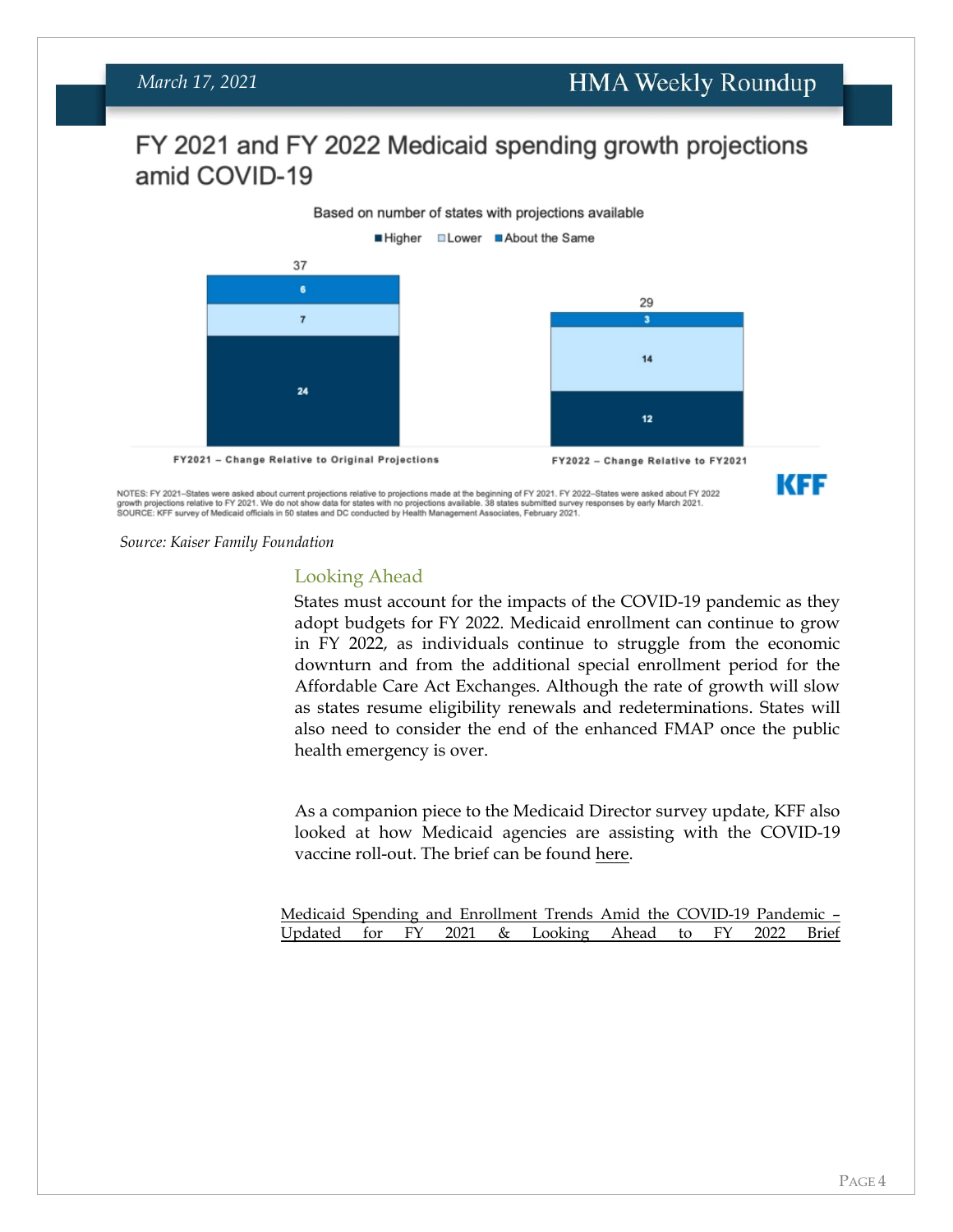## FY 2021 and FY 2022 Medicaid spending growth projections amid COVID-19

Based on number of states with projections available

| | Higher | Lower | About the Same | Total |
|---|---|---|---|---|
| FY2021 – Change Relative to Original Projections | 24 | 7 | 6 | 37 |
| FY2022 – Change Relative to FY2021 | 12 | 14 | 3 | 29 |

NOTES: FY 2021–States were asked about current projections relative to projections made at the beginning of FY 2021. FY 2022–States were asked about FY 2022 growth projections relative to FY 2021. We do not show data for states with no projections available. 38 states submitted survey responses by early March 2021.
SOURCE: KFF survey of Medicaid officials in 50 states and DC conducted by Health Management Associates, February 2021.

*Source: Kaiser Family Foundation*

### Looking Ahead

States must account for the impacts of the COVID-19 pandemic as they adopt budgets for FY 2022. Medicaid enrollment can continue to grow in FY 2022, as individuals continue to struggle from the economic downturn and from the additional special enrollment period for the Affordable Care Act Exchanges. Although the rate of growth will slow as states resume eligibility renewals and redeterminations. States will also need to consider the end of the enhanced FMAP once the public health emergency is over.

As a companion piece to the Medicaid Director survey update, KFF also looked at how Medicaid agencies are assisting with the COVID-19 vaccine roll-out. The brief can be found here.

Medicaid Spending and Enrollment Trends Amid the COVID-19 Pandemic – Updated for FY 2021 & Looking Ahead to FY 2022 Brief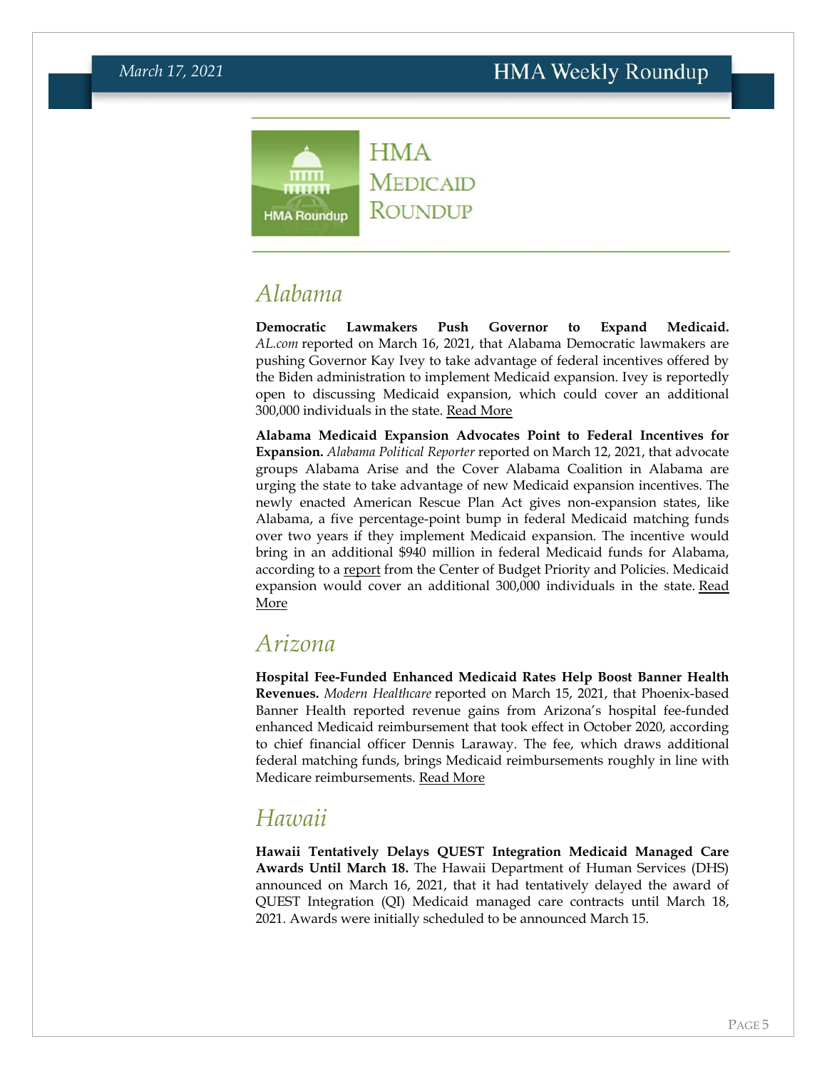# HMA Medicaid Roundup

## Alabama

**Democratic Lawmakers Push Governor to Expand Medicaid.** *AL.com* reported on March 16, 2021, that Alabama Democratic lawmakers are pushing Governor Kay Ivey to take advantage of federal incentives offered by the Biden administration to implement Medicaid expansion. Ivey is reportedly open to discussing Medicaid expansion, which could cover an additional 300,000 individuals in the state. Read More

**Alabama Medicaid Expansion Advocates Point to Federal Incentives for Expansion.** *Alabama Political Reporter* reported on March 12, 2021, that advocate groups Alabama Arise and the Cover Alabama Coalition in Alabama are urging the state to take advantage of new Medicaid expansion incentives. The newly enacted American Rescue Plan Act gives non-expansion states, like Alabama, a five percentage-point bump in federal Medicaid matching funds over two years if they implement Medicaid expansion. The incentive would bring in an additional $940 million in federal Medicaid funds for Alabama, according to a report from the Center of Budget Priority and Policies. Medicaid expansion would cover an additional 300,000 individuals in the state. Read More

## Arizona

**Hospital Fee-Funded Enhanced Medicaid Rates Help Boost Banner Health Revenues.** *Modern Healthcare* reported on March 15, 2021, that Phoenix-based Banner Health reported revenue gains from Arizona's hospital fee-funded enhanced Medicaid reimbursement that took effect in October 2020, according to chief financial officer Dennis Laraway. The fee, which draws additional federal matching funds, brings Medicaid reimbursements roughly in line with Medicare reimbursements. Read More

## Hawaii

**Hawaii Tentatively Delays QUEST Integration Medicaid Managed Care Awards Until March 18.** The Hawaii Department of Human Services (DHS) announced on March 16, 2021, that it had tentatively delayed the award of QUEST Integration (QI) Medicaid managed care contracts until March 18, 2021. Awards were initially scheduled to be announced March 15.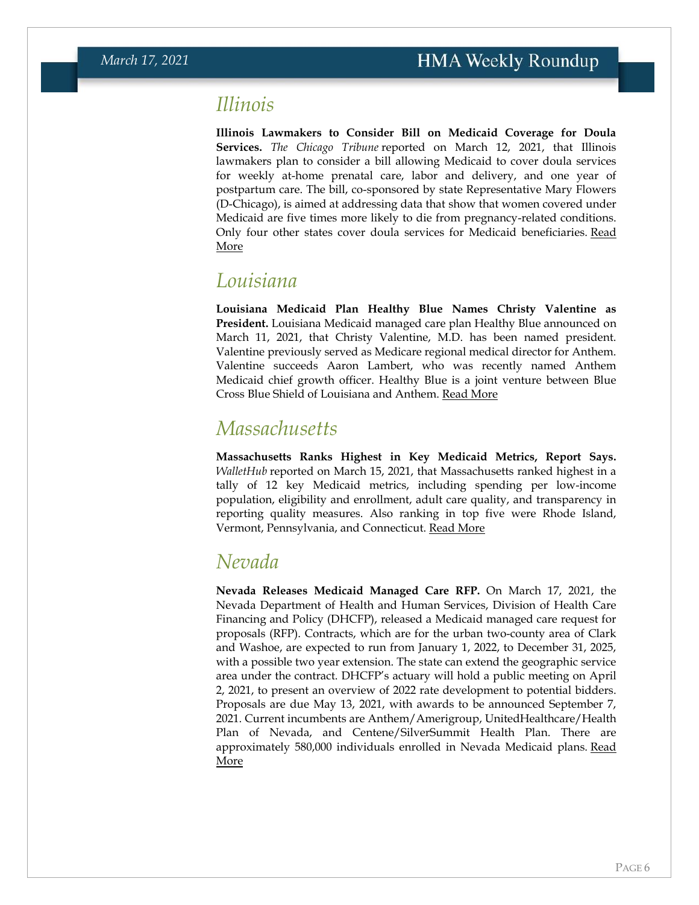## Illinois

**Illinois Lawmakers to Consider Bill on Medicaid Coverage for Doula Services.** *The Chicago Tribune* reported on March 12, 2021, that Illinois lawmakers plan to consider a bill allowing Medicaid to cover doula services for weekly at-home prenatal care, labor and delivery, and one year of postpartum care. The bill, co-sponsored by state Representative Mary Flowers (D-Chicago), is aimed at addressing data that show that women covered under Medicaid are five times more likely to die from pregnancy-related conditions. Only four other states cover doula services for Medicaid beneficiaries. Read More

## Louisiana

**Louisiana Medicaid Plan Healthy Blue Names Christy Valentine as President.** Louisiana Medicaid managed care plan Healthy Blue announced on March 11, 2021, that Christy Valentine, M.D. has been named president. Valentine previously served as Medicare regional medical director for Anthem. Valentine succeeds Aaron Lambert, who was recently named Anthem Medicaid chief growth officer. Healthy Blue is a joint venture between Blue Cross Blue Shield of Louisiana and Anthem. Read More

## Massachusetts

**Massachusetts Ranks Highest in Key Medicaid Metrics, Report Says.** *WalletHub* reported on March 15, 2021, that Massachusetts ranked highest in a tally of 12 key Medicaid metrics, including spending per low-income population, eligibility and enrollment, adult care quality, and transparency in reporting quality measures. Also ranking in top five were Rhode Island, Vermont, Pennsylvania, and Connecticut. Read More

## Nevada

**Nevada Releases Medicaid Managed Care RFP.** On March 17, 2021, the Nevada Department of Health and Human Services, Division of Health Care Financing and Policy (DHCFP), released a Medicaid managed care request for proposals (RFP). Contracts, which are for the urban two-county area of Clark and Washoe, are expected to run from January 1, 2022, to December 31, 2025, with a possible two year extension. The state can extend the geographic service area under the contract. DHCFP's actuary will hold a public meeting on April 2, 2021, to present an overview of 2022 rate development to potential bidders. Proposals are due May 13, 2021, with awards to be announced September 7, 2021. Current incumbents are Anthem/Amerigroup, UnitedHealthcare/Health Plan of Nevada, and Centene/SilverSummit Health Plan. There are approximately 580,000 individuals enrolled in Nevada Medicaid plans. Read More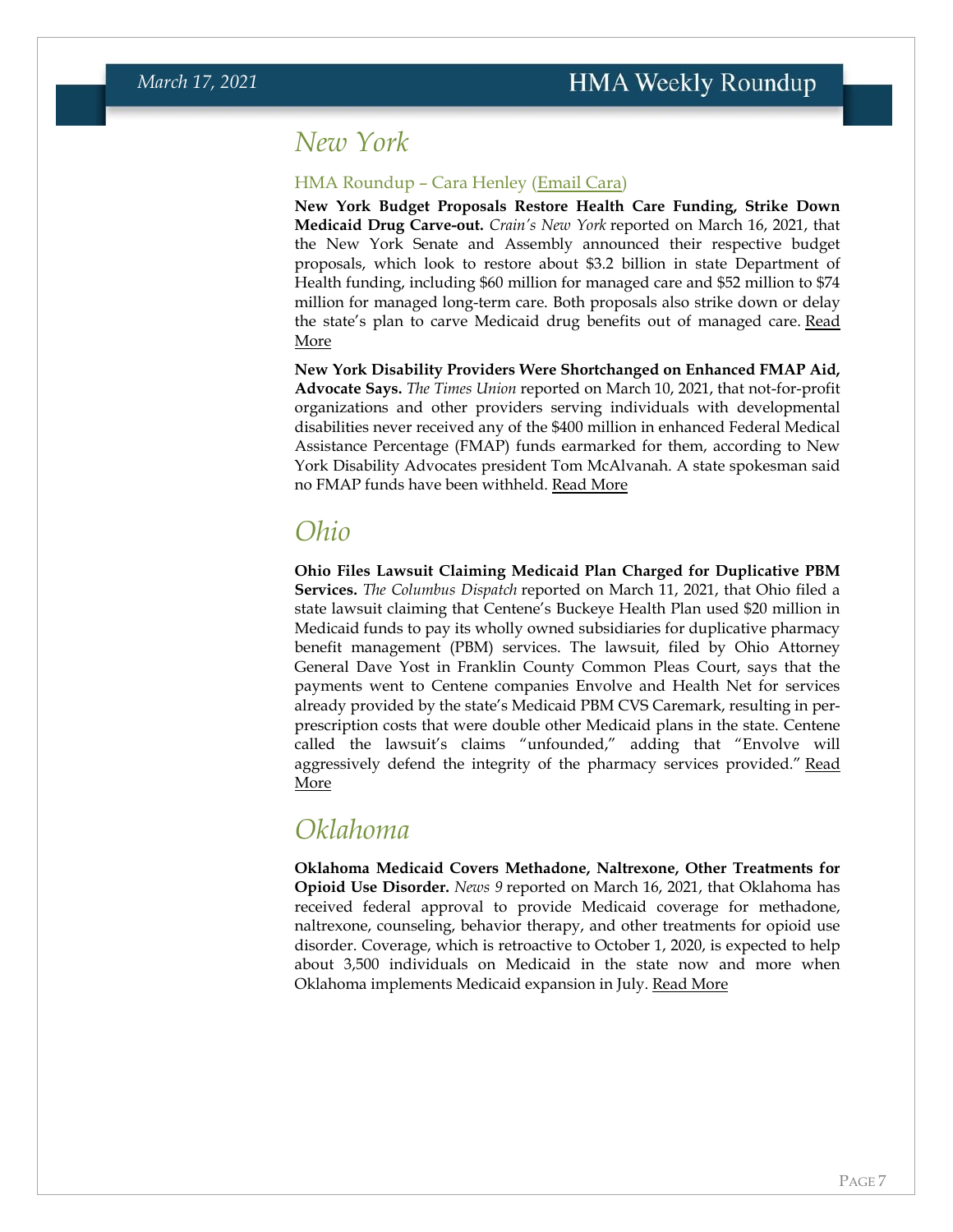# New York

### HMA Roundup – Cara Henley (Email Cara)

**New York Budget Proposals Restore Health Care Funding, Strike Down Medicaid Drug Carve-out.** *Crain's New York* reported on March 16, 2021, that the New York Senate and Assembly announced their respective budget proposals, which look to restore about $3.2 billion in state Department of Health funding, including $60 million for managed care and $52 million to $74 million for managed long-term care. Both proposals also strike down or delay the state's plan to carve Medicaid drug benefits out of managed care. Read More

**New York Disability Providers Were Shortchanged on Enhanced FMAP Aid, Advocate Says.** *The Times Union* reported on March 10, 2021, that not-for-profit organizations and other providers serving individuals with developmental disabilities never received any of the $400 million in enhanced Federal Medical Assistance Percentage (FMAP) funds earmarked for them, according to New York Disability Advocates president Tom McAlvanah. A state spokesman said no FMAP funds have been withheld. Read More

# Ohio

**Ohio Files Lawsuit Claiming Medicaid Plan Charged for Duplicative PBM Services.** *The Columbus Dispatch* reported on March 11, 2021, that Ohio filed a state lawsuit claiming that Centene's Buckeye Health Plan used $20 million in Medicaid funds to pay its wholly owned subsidiaries for duplicative pharmacy benefit management (PBM) services. The lawsuit, filed by Ohio Attorney General Dave Yost in Franklin County Common Pleas Court, says that the payments went to Centene companies Envolve and Health Net for services already provided by the state's Medicaid PBM CVS Caremark, resulting in per-prescription costs that were double other Medicaid plans in the state. Centene called the lawsuit's claims "unfounded," adding that "Envolve will aggressively defend the integrity of the pharmacy services provided." Read More

# Oklahoma

**Oklahoma Medicaid Covers Methadone, Naltrexone, Other Treatments for Opioid Use Disorder.** *News 9* reported on March 16, 2021, that Oklahoma has received federal approval to provide Medicaid coverage for methadone, naltrexone, counseling, behavior therapy, and other treatments for opioid use disorder. Coverage, which is retroactive to October 1, 2020, is expected to help about 3,500 individuals on Medicaid in the state now and more when Oklahoma implements Medicaid expansion in July. Read More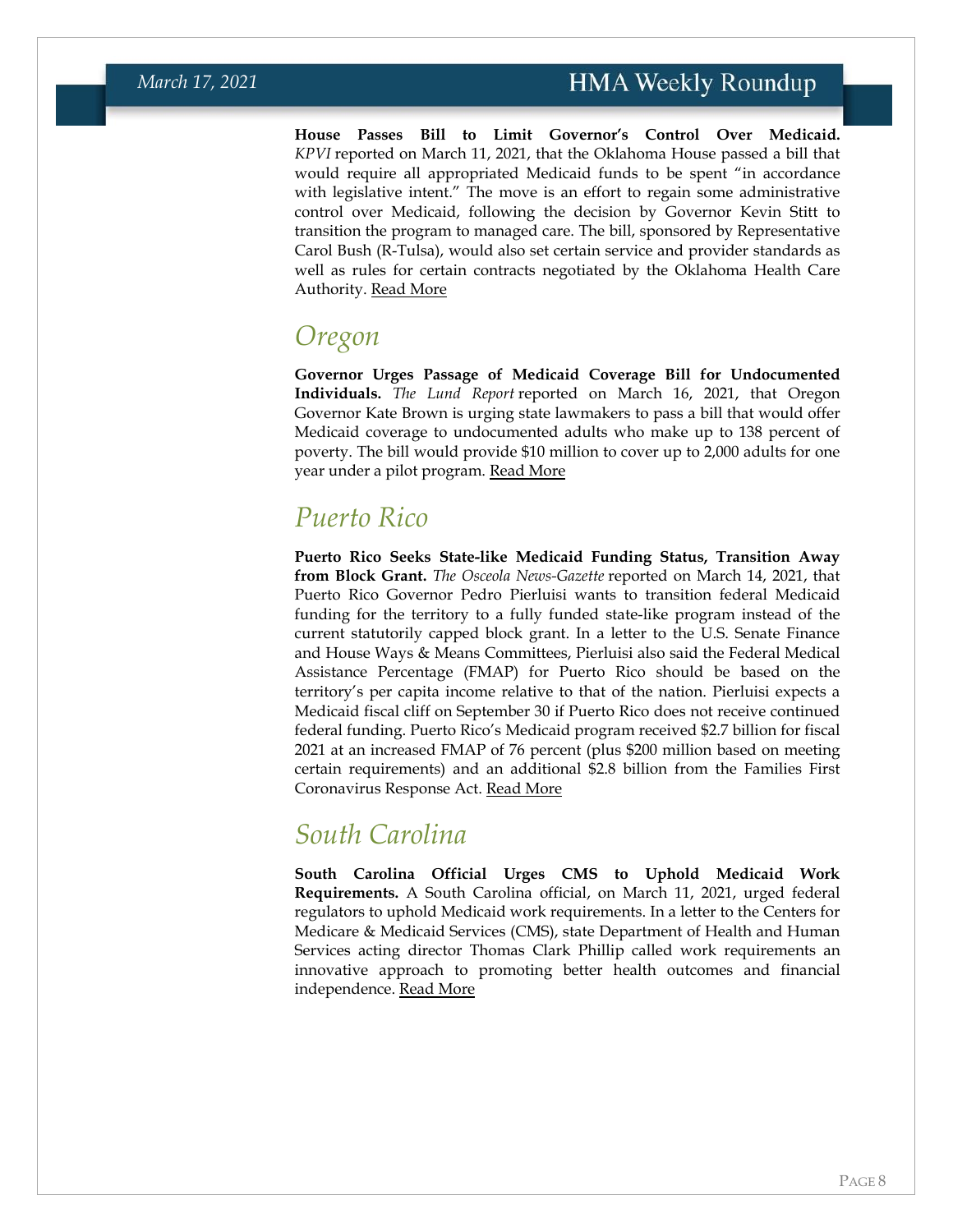**House Passes Bill to Limit Governor's Control Over Medicaid.** *KPVI* reported on March 11, 2021, that the Oklahoma House passed a bill that would require all appropriated Medicaid funds to be spent "in accordance with legislative intent." The move is an effort to regain some administrative control over Medicaid, following the decision by Governor Kevin Stitt to transition the program to managed care. The bill, sponsored by Representative Carol Bush (R-Tulsa), would also set certain service and provider standards as well as rules for certain contracts negotiated by the Oklahoma Health Care Authority. Read More

## Oregon

**Governor Urges Passage of Medicaid Coverage Bill for Undocumented Individuals.** *The Lund Report* reported on March 16, 2021, that Oregon Governor Kate Brown is urging state lawmakers to pass a bill that would offer Medicaid coverage to undocumented adults who make up to 138 percent of poverty. The bill would provide $10 million to cover up to 2,000 adults for one year under a pilot program. Read More

## Puerto Rico

**Puerto Rico Seeks State-like Medicaid Funding Status, Transition Away from Block Grant.** *The Osceola News-Gazette* reported on March 14, 2021, that Puerto Rico Governor Pedro Pierluisi wants to transition federal Medicaid funding for the territory to a fully funded state-like program instead of the current statutorily capped block grant. In a letter to the U.S. Senate Finance and House Ways & Means Committees, Pierluisi also said the Federal Medical Assistance Percentage (FMAP) for Puerto Rico should be based on the territory's per capita income relative to that of the nation. Pierluisi expects a Medicaid fiscal cliff on September 30 if Puerto Rico does not receive continued federal funding. Puerto Rico's Medicaid program received $2.7 billion for fiscal 2021 at an increased FMAP of 76 percent (plus $200 million based on meeting certain requirements) and an additional $2.8 billion from the Families First Coronavirus Response Act. Read More

## South Carolina

**South Carolina Official Urges CMS to Uphold Medicaid Work Requirements.** A South Carolina official, on March 11, 2021, urged federal regulators to uphold Medicaid work requirements. In a letter to the Centers for Medicare & Medicaid Services (CMS), state Department of Health and Human Services acting director Thomas Clark Phillip called work requirements an innovative approach to promoting better health outcomes and financial independence. Read More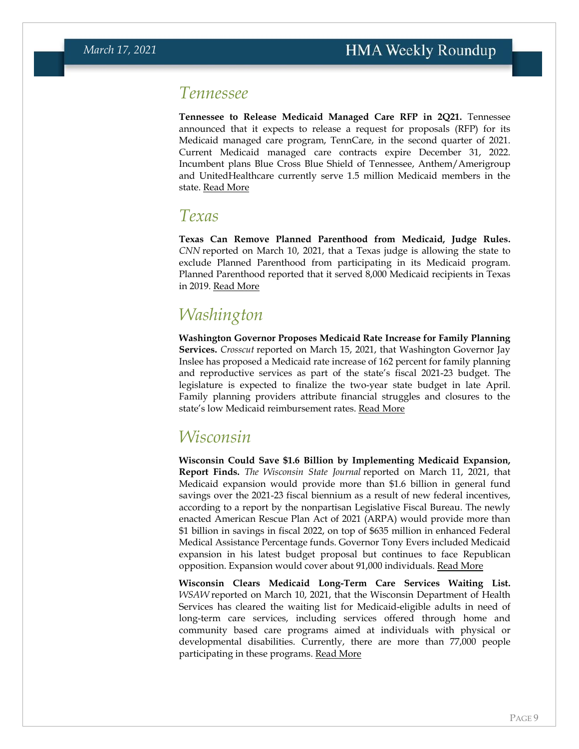## Tennessee

**Tennessee to Release Medicaid Managed Care RFP in 2Q21.** Tennessee announced that it expects to release a request for proposals (RFP) for its Medicaid managed care program, TennCare, in the second quarter of 2021. Current Medicaid managed care contracts expire December 31, 2022. Incumbent plans Blue Cross Blue Shield of Tennessee, Anthem/Amerigroup and UnitedHealthcare currently serve 1.5 million Medicaid members in the state. Read More

## Texas

**Texas Can Remove Planned Parenthood from Medicaid, Judge Rules.** *CNN* reported on March 10, 2021, that a Texas judge is allowing the state to exclude Planned Parenthood from participating in its Medicaid program. Planned Parenthood reported that it served 8,000 Medicaid recipients in Texas in 2019. Read More

## Washington

**Washington Governor Proposes Medicaid Rate Increase for Family Planning Services.** *Crosscut* reported on March 15, 2021, that Washington Governor Jay Inslee has proposed a Medicaid rate increase of 162 percent for family planning and reproductive services as part of the state's fiscal 2021-23 budget. The legislature is expected to finalize the two-year state budget in late April. Family planning providers attribute financial struggles and closures to the state's low Medicaid reimbursement rates. Read More

## Wisconsin

**Wisconsin Could Save $1.6 Billion by Implementing Medicaid Expansion, Report Finds.** *The Wisconsin State Journal* reported on March 11, 2021, that Medicaid expansion would provide more than $1.6 billion in general fund savings over the 2021-23 fiscal biennium as a result of new federal incentives, according to a report by the nonpartisan Legislative Fiscal Bureau. The newly enacted American Rescue Plan Act of 2021 (ARPA) would provide more than $1 billion in savings in fiscal 2022, on top of $635 million in enhanced Federal Medical Assistance Percentage funds. Governor Tony Evers included Medicaid expansion in his latest budget proposal but continues to face Republican opposition. Expansion would cover about 91,000 individuals. Read More

**Wisconsin Clears Medicaid Long-Term Care Services Waiting List.** *WSAW* reported on March 10, 2021, that the Wisconsin Department of Health Services has cleared the waiting list for Medicaid-eligible adults in need of long-term care services, including services offered through home and community based care programs aimed at individuals with physical or developmental disabilities. Currently, there are more than 77,000 people participating in these programs. Read More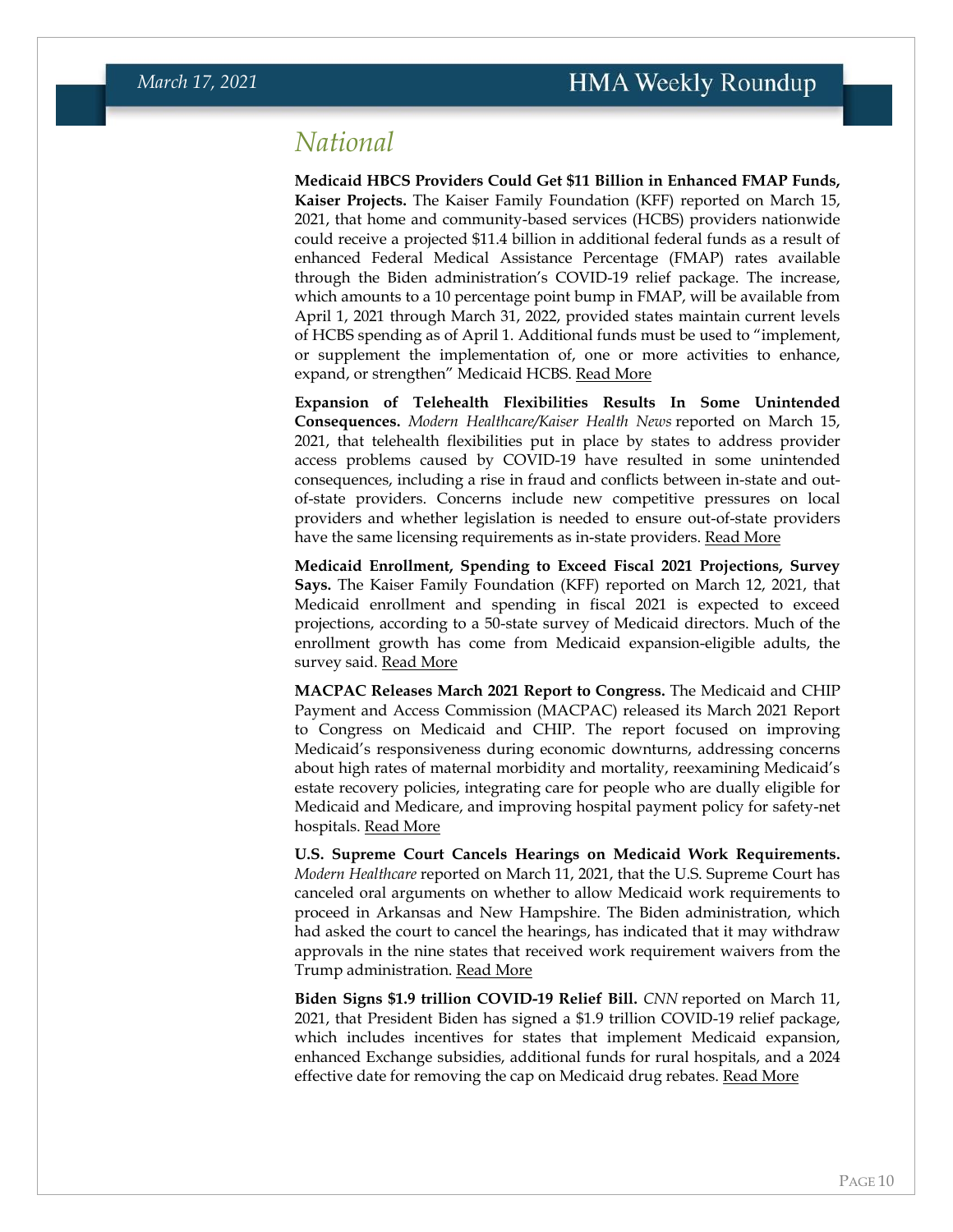# National

**Medicaid HBCS Providers Could Get $11 Billion in Enhanced FMAP Funds, Kaiser Projects.** The Kaiser Family Foundation (KFF) reported on March 15, 2021, that home and community-based services (HCBS) providers nationwide could receive a projected $11.4 billion in additional federal funds as a result of enhanced Federal Medical Assistance Percentage (FMAP) rates available through the Biden administration's COVID-19 relief package. The increase, which amounts to a 10 percentage point bump in FMAP, will be available from April 1, 2021 through March 31, 2022, provided states maintain current levels of HCBS spending as of April 1. Additional funds must be used to "implement, or supplement the implementation of, one or more activities to enhance, expand, or strengthen" Medicaid HCBS. Read More

**Expansion of Telehealth Flexibilities Results In Some Unintended Consequences.** *Modern Healthcare/Kaiser Health News* reported on March 15, 2021, that telehealth flexibilities put in place by states to address provider access problems caused by COVID-19 have resulted in some unintended consequences, including a rise in fraud and conflicts between in-state and out-of-state providers. Concerns include new competitive pressures on local providers and whether legislation is needed to ensure out-of-state providers have the same licensing requirements as in-state providers. Read More

**Medicaid Enrollment, Spending to Exceed Fiscal 2021 Projections, Survey Says.** The Kaiser Family Foundation (KFF) reported on March 12, 2021, that Medicaid enrollment and spending in fiscal 2021 is expected to exceed projections, according to a 50-state survey of Medicaid directors. Much of the enrollment growth has come from Medicaid expansion-eligible adults, the survey said. Read More

**MACPAC Releases March 2021 Report to Congress.** The Medicaid and CHIP Payment and Access Commission (MACPAC) released its March 2021 Report to Congress on Medicaid and CHIP. The report focused on improving Medicaid's responsiveness during economic downturns, addressing concerns about high rates of maternal morbidity and mortality, reexamining Medicaid's estate recovery policies, integrating care for people who are dually eligible for Medicaid and Medicare, and improving hospital payment policy for safety-net hospitals. Read More

**U.S. Supreme Court Cancels Hearings on Medicaid Work Requirements.** *Modern Healthcare* reported on March 11, 2021, that the U.S. Supreme Court has canceled oral arguments on whether to allow Medicaid work requirements to proceed in Arkansas and New Hampshire. The Biden administration, which had asked the court to cancel the hearings, has indicated that it may withdraw approvals in the nine states that received work requirement waivers from the Trump administration. Read More

**Biden Signs $1.9 trillion COVID-19 Relief Bill.** *CNN* reported on March 11, 2021, that President Biden has signed a $1.9 trillion COVID-19 relief package, which includes incentives for states that implement Medicaid expansion, enhanced Exchange subsidies, additional funds for rural hospitals, and a 2024 effective date for removing the cap on Medicaid drug rebates. Read More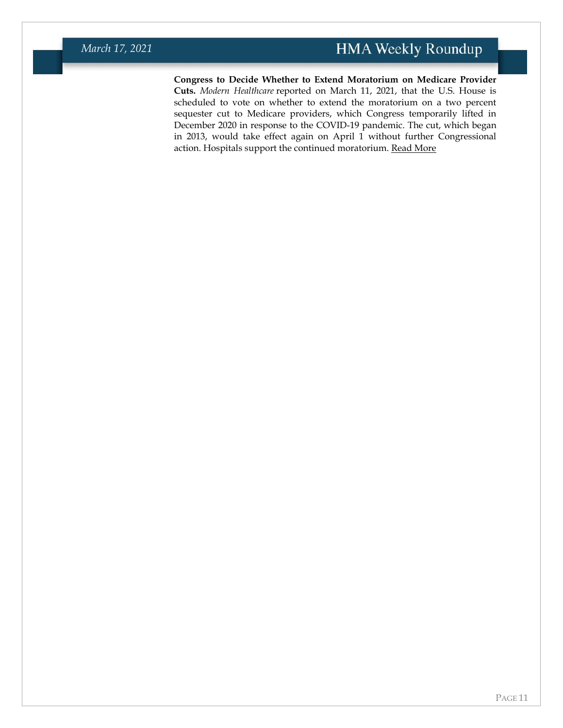**Congress to Decide Whether to Extend Moratorium on Medicare Provider Cuts.** *Modern Healthcare* reported on March 11, 2021, that the U.S. House is scheduled to vote on whether to extend the moratorium on a two percent sequester cut to Medicare providers, which Congress temporarily lifted in December 2020 in response to the COVID-19 pandemic. The cut, which began in 2013, would take effect again on April 1 without further Congressional action. Hospitals support the continued moratorium. Read More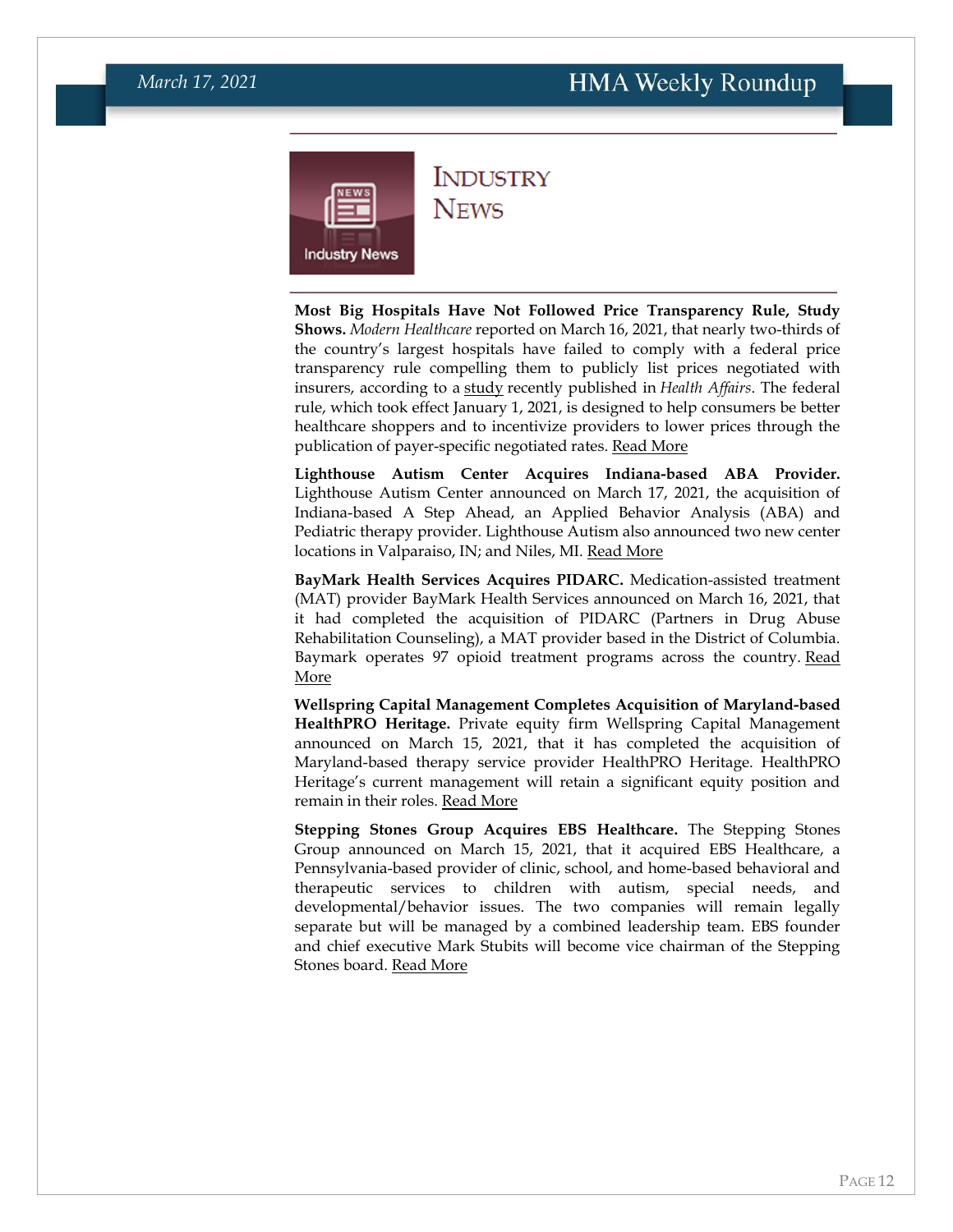# Industry News

**Most Big Hospitals Have Not Followed Price Transparency Rule, Study Shows.** *Modern Healthcare* reported on March 16, 2021, that nearly two-thirds of the country's largest hospitals have failed to comply with a federal price transparency rule compelling them to publicly list prices negotiated with insurers, according to a study recently published in *Health Affairs*. The federal rule, which took effect January 1, 2021, is designed to help consumers be better healthcare shoppers and to incentivize providers to lower prices through the publication of payer-specific negotiated rates. Read More

**Lighthouse Autism Center Acquires Indiana-based ABA Provider.** Lighthouse Autism Center announced on March 17, 2021, the acquisition of Indiana-based A Step Ahead, an Applied Behavior Analysis (ABA) and Pediatric therapy provider. Lighthouse Autism also announced two new center locations in Valparaiso, IN; and Niles, MI. Read More

**BayMark Health Services Acquires PIDARC.** Medication-assisted treatment (MAT) provider BayMark Health Services announced on March 16, 2021, that it had completed the acquisition of PIDARC (Partners in Drug Abuse Rehabilitation Counseling), a MAT provider based in the District of Columbia. Baymark operates 97 opioid treatment programs across the country. Read More

**Wellspring Capital Management Completes Acquisition of Maryland-based HealthPRO Heritage.** Private equity firm Wellspring Capital Management announced on March 15, 2021, that it has completed the acquisition of Maryland-based therapy service provider HealthPRO Heritage. HealthPRO Heritage's current management will retain a significant equity position and remain in their roles. Read More

**Stepping Stones Group Acquires EBS Healthcare.** The Stepping Stones Group announced on March 15, 2021, that it acquired EBS Healthcare, a Pennsylvania-based provider of clinic, school, and home-based behavioral and therapeutic services to children with autism, special needs, and developmental/behavior issues. The two companies will remain legally separate but will be managed by a combined leadership team. EBS founder and chief executive Mark Stubits will become vice chairman of the Stepping Stones board. Read More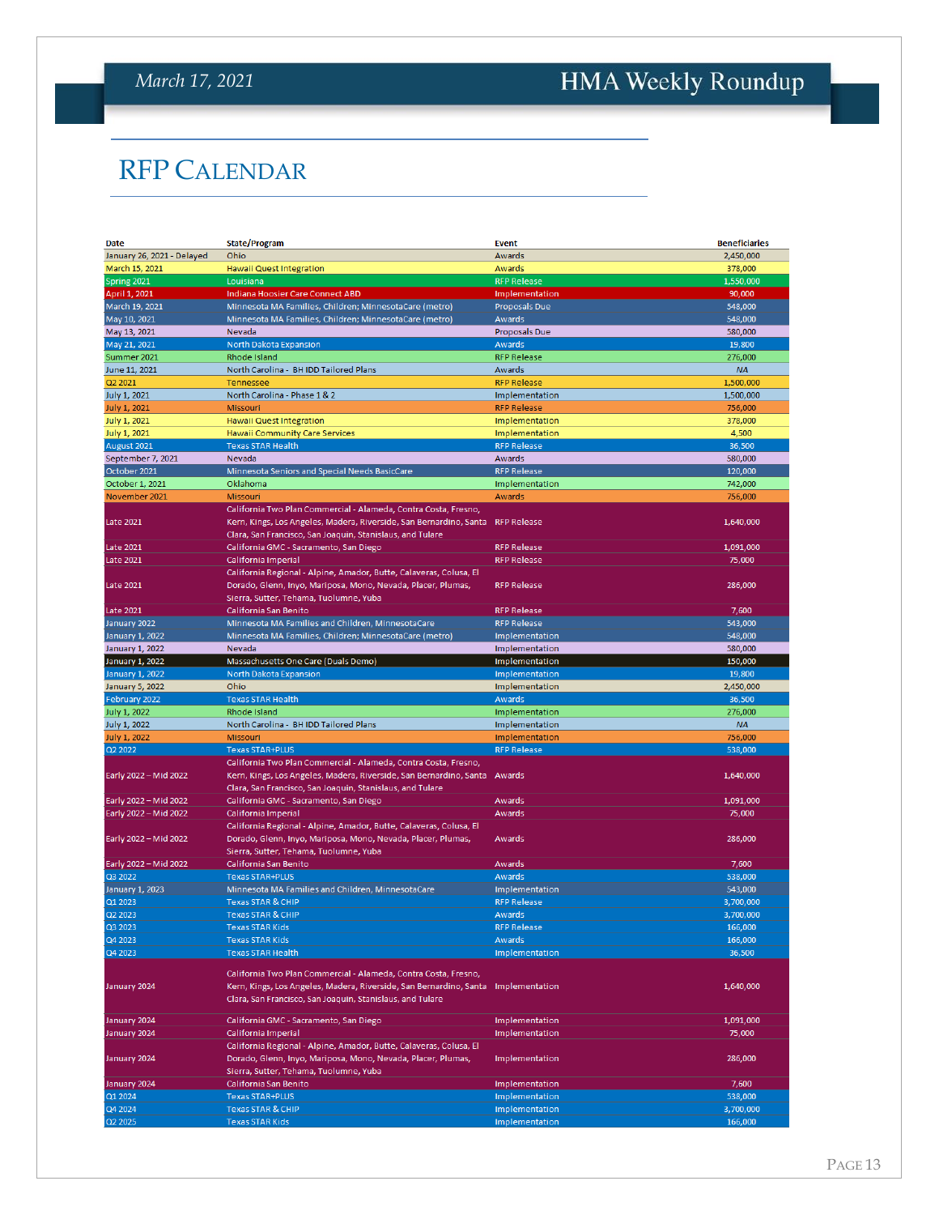# RFP Calendar

| Date | State/Program | Event | Beneficiaries |
|---|---|---|---|
| January 26, 2021 - Delayed | Ohio | Awards | 2,450,000 |
| March 15, 2021 | Hawaii Quest Integration | Awards | 378,000 |
| Spring 2021 | Louisiana | RFP Release | 1,550,000 |
| April 1, 2021 | Indiana Hoosier Care Connect ABD | Implementation | 90,000 |
| March 19, 2021 | Minnesota MA Families, Children; MinnesotaCare (metro) | Proposals Due | 548,000 |
| May 10, 2021 | Minnesota MA Families, Children; MinnesotaCare (metro) | Awards | 548,000 |
| May 13, 2021 | Nevada | Proposals Due | 580,000 |
| May 21, 2021 | North Dakota Expansion | Awards | 19,800 |
| Summer 2021 | Rhode Island | RFP Release | 276,000 |
| June 11, 2021 | North Carolina - BH IDD Tailored Plans | Awards | NA |
| Q2 2021 | Tennessee | RFP Release | 1,500,000 |
| July 1, 2021 | North Carolina - Phase 1 & 2 | Implementation | 1,500,000 |
| July 1, 2021 | Missouri | RFP Release | 756,000 |
| July 1, 2021 | Hawaii Quest Integration | Implementation | 378,000 |
| July 1, 2021 | Hawaii Community Care Services | Implementation | 4,500 |
| August 2021 | Texas STAR Health | RFP Release | 36,500 |
| September 7, 2021 | Nevada | Awards | 580,000 |
| October 2021 | Minnesota Seniors and Special Needs BasicCare | RFP Release | 120,000 |
| October 1, 2021 | Oklahoma | Implementation | 742,000 |
| November 2021 | Missouri | Awards | 756,000 |
| Late 2021 | California Two Plan Commercial - Alameda, Contra Costa, Fresno, Kern, Kings, Los Angeles, Madera, Riverside, San Bernardino, Santa Clara, San Francisco, San Joaquin, Stanislaus, and Tulare | RFP Release | 1,640,000 |
| Late 2021 | California GMC - Sacramento, San Diego | RFP Release | 1,091,000 |
| Late 2021 | California Imperial | RFP Release | 75,000 |
| Late 2021 | California Regional - Alpine, Amador, Butte, Calaveras, Colusa, El Dorado, Glenn, Inyo, Mariposa, Mono, Nevada, Placer, Plumas, Sierra, Sutter, Tehama, Tuolumne, Yuba | RFP Release | 286,000 |
| Late 2021 | California San Benito | RFP Release | 7,600 |
| January 2022 | Minnesota MA Families and Children, MinnesotaCare | RFP Release | 543,000 |
| January 1, 2022 | Minnesota MA Families, Children; MinnesotaCare (metro) | Implementation | 548,000 |
| January 1, 2022 | Nevada | Implementation | 580,000 |
| January 1, 2022 | Massachusetts One Care (Duals Demo) | Implementation | 150,000 |
| January 1, 2022 | North Dakota Expansion | Implementation | 19,800 |
| January 5, 2022 | Ohio | Implementation | 2,450,000 |
| February 2022 | Texas STAR Health | Awards | 36,500 |
| July 1, 2022 | Rhode Island | Implementation | 276,000 |
| July 1, 2022 | North Carolina - BH IDD Tailored Plans | Implementation | NA |
| July 1, 2022 | Missouri | Implementation | 756,000 |
| Q2 2022 | Texas STAR+PLUS | RFP Release | 538,000 |
| Early 2022 – Mid 2022 | California Two Plan Commercial - Alameda, Contra Costa, Fresno, Kern, Kings, Los Angeles, Madera, Riverside, San Bernardino, Santa Clara, San Francisco, San Joaquin, Stanislaus, and Tulare | Awards | 1,640,000 |
| Early 2022 – Mid 2022 | California GMC - Sacramento, San Diego | Awards | 1,091,000 |
| Early 2022 – Mid 2022 | California Imperial | Awards | 75,000 |
| Early 2022 – Mid 2022 | California Regional - Alpine, Amador, Butte, Calaveras, Colusa, El Dorado, Glenn, Inyo, Mariposa, Mono, Nevada, Placer, Plumas, Sierra, Sutter, Tehama, Tuolumne, Yuba | Awards | 286,000 |
| Early 2022 – Mid 2022 | California San Benito | Awards | 7,600 |
| Q3 2022 | Texas STAR+PLUS | Awards | 538,000 |
| January 1, 2023 | Minnesota MA Families and Children, MinnesotaCare | Implementation | 543,000 |
| Q1 2023 | Texas STAR & CHIP | RFP Release | 3,700,000 |
| Q2 2023 | Texas STAR & CHIP | Awards | 3,700,000 |
| Q3 2023 | Texas STAR Kids | RFP Release | 166,000 |
| Q4 2023 | Texas STAR Kids | Awards | 166,000 |
| Q4 2023 | Texas STAR Health | Implementation | 36,500 |
| January 2024 | California Two Plan Commercial - Alameda, Contra Costa, Fresno, Kern, Kings, Los Angeles, Madera, Riverside, San Bernardino, Santa Clara, San Francisco, San Joaquin, Stanislaus, and Tulare | Implementation | 1,640,000 |
| January 2024 | California GMC - Sacramento, San Diego | Implementation | 1,091,000 |
| January 2024 | California Imperial | Implementation | 75,000 |
| January 2024 | California Regional - Alpine, Amador, Butte, Calaveras, Colusa, El Dorado, Glenn, Inyo, Mariposa, Mono, Nevada, Placer, Plumas, Sierra, Sutter, Tehama, Tuolumne, Yuba | Implementation | 286,000 |
| January 2024 | California San Benito | Implementation | 7,600 |
| Q1 2024 | Texas STAR+PLUS | Implementation | 538,000 |
| Q4 2024 | Texas STAR & CHIP | Implementation | 3,700,000 |
| Q2 2025 | Texas STAR Kids | Implementation | 166,000 |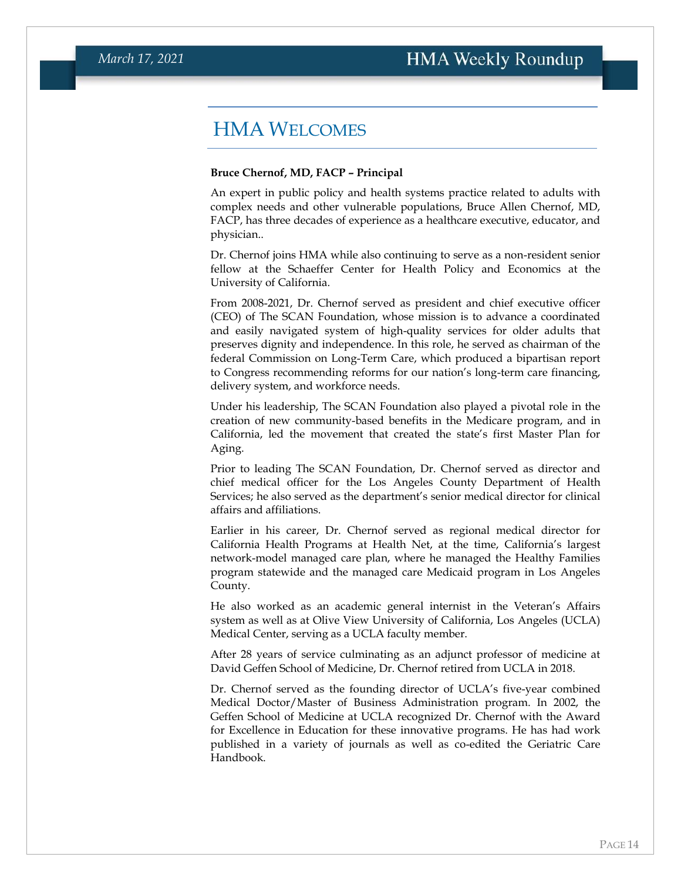## HMA Welcomes

**Bruce Chernof, MD, FACP – Principal**

An expert in public policy and health systems practice related to adults with complex needs and other vulnerable populations, Bruce Allen Chernof, MD, FACP, has three decades of experience as a healthcare executive, educator, and physician..

Dr. Chernof joins HMA while also continuing to serve as a non-resident senior fellow at the Schaeffer Center for Health Policy and Economics at the University of California.

From 2008-2021, Dr. Chernof served as president and chief executive officer (CEO) of The SCAN Foundation, whose mission is to advance a coordinated and easily navigated system of high-quality services for older adults that preserves dignity and independence. In this role, he served as chairman of the federal Commission on Long-Term Care, which produced a bipartisan report to Congress recommending reforms for our nation's long-term care financing, delivery system, and workforce needs.

Under his leadership, The SCAN Foundation also played a pivotal role in the creation of new community-based benefits in the Medicare program, and in California, led the movement that created the state's first Master Plan for Aging.

Prior to leading The SCAN Foundation, Dr. Chernof served as director and chief medical officer for the Los Angeles County Department of Health Services; he also served as the department's senior medical director for clinical affairs and affiliations.

Earlier in his career, Dr. Chernof served as regional medical director for California Health Programs at Health Net, at the time, California's largest network-model managed care plan, where he managed the Healthy Families program statewide and the managed care Medicaid program in Los Angeles County.

He also worked as an academic general internist in the Veteran's Affairs system as well as at Olive View University of California, Los Angeles (UCLA) Medical Center, serving as a UCLA faculty member.

After 28 years of service culminating as an adjunct professor of medicine at David Geffen School of Medicine, Dr. Chernof retired from UCLA in 2018.

Dr. Chernof served as the founding director of UCLA's five-year combined Medical Doctor/Master of Business Administration program. In 2002, the Geffen School of Medicine at UCLA recognized Dr. Chernof with the Award for Excellence in Education for these innovative programs. He has had work published in a variety of journals as well as co-edited the Geriatric Care Handbook.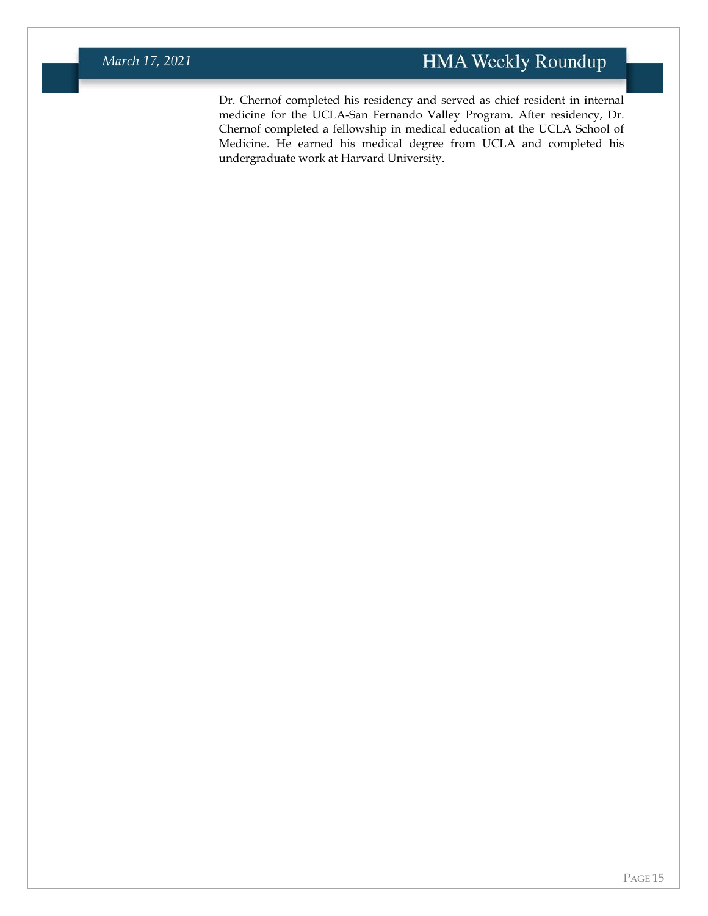Dr. Chernof completed his residency and served as chief resident in internal medicine for the UCLA-San Fernando Valley Program. After residency, Dr. Chernof completed a fellowship in medical education at the UCLA School of Medicine. He earned his medical degree from UCLA and completed his undergraduate work at Harvard University.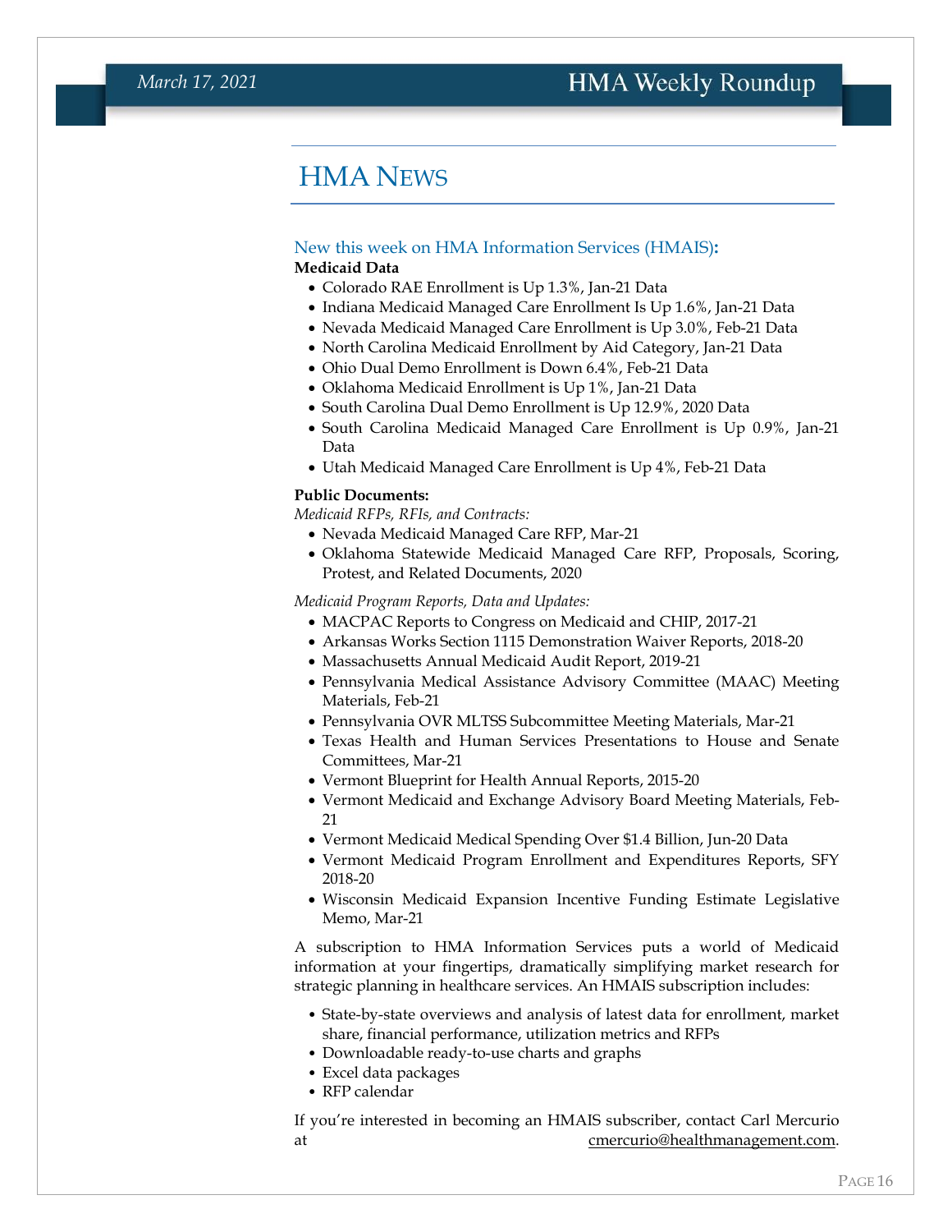# HMA News

## New this week on HMA Information Services (HMAIS):

**Medicaid Data**

- Colorado RAE Enrollment is Up 1.3%, Jan-21 Data
- Indiana Medicaid Managed Care Enrollment Is Up 1.6%, Jan-21 Data
- Nevada Medicaid Managed Care Enrollment is Up 3.0%, Feb-21 Data
- North Carolina Medicaid Enrollment by Aid Category, Jan-21 Data
- Ohio Dual Demo Enrollment is Down 6.4%, Feb-21 Data
- Oklahoma Medicaid Enrollment is Up 1%, Jan-21 Data
- South Carolina Dual Demo Enrollment is Up 12.9%, 2020 Data
- South Carolina Medicaid Managed Care Enrollment is Up 0.9%, Jan-21 Data
- Utah Medicaid Managed Care Enrollment is Up 4%, Feb-21 Data

**Public Documents:**

*Medicaid RFPs, RFIs, and Contracts:*

- Nevada Medicaid Managed Care RFP, Mar-21
- Oklahoma Statewide Medicaid Managed Care RFP, Proposals, Scoring, Protest, and Related Documents, 2020

*Medicaid Program Reports, Data and Updates:*

- MACPAC Reports to Congress on Medicaid and CHIP, 2017-21
- Arkansas Works Section 1115 Demonstration Waiver Reports, 2018-20
- Massachusetts Annual Medicaid Audit Report, 2019-21
- Pennsylvania Medical Assistance Advisory Committee (MAAC) Meeting Materials, Feb-21
- Pennsylvania OVR MLTSS Subcommittee Meeting Materials, Mar-21
- Texas Health and Human Services Presentations to House and Senate Committees, Mar-21
- Vermont Blueprint for Health Annual Reports, 2015-20
- Vermont Medicaid and Exchange Advisory Board Meeting Materials, Feb-21
- Vermont Medicaid Medical Spending Over $1.4 Billion, Jun-20 Data
- Vermont Medicaid Program Enrollment and Expenditures Reports, SFY 2018-20
- Wisconsin Medicaid Expansion Incentive Funding Estimate Legislative Memo, Mar-21

A subscription to HMA Information Services puts a world of Medicaid information at your fingertips, dramatically simplifying market research for strategic planning in healthcare services. An HMAIS subscription includes:

- State-by-state overviews and analysis of latest data for enrollment, market share, financial performance, utilization metrics and RFPs
- Downloadable ready-to-use charts and graphs
- Excel data packages
- RFP calendar

If you're interested in becoming an HMAIS subscriber, contact Carl Mercurio at cmercurio@healthmanagement.com.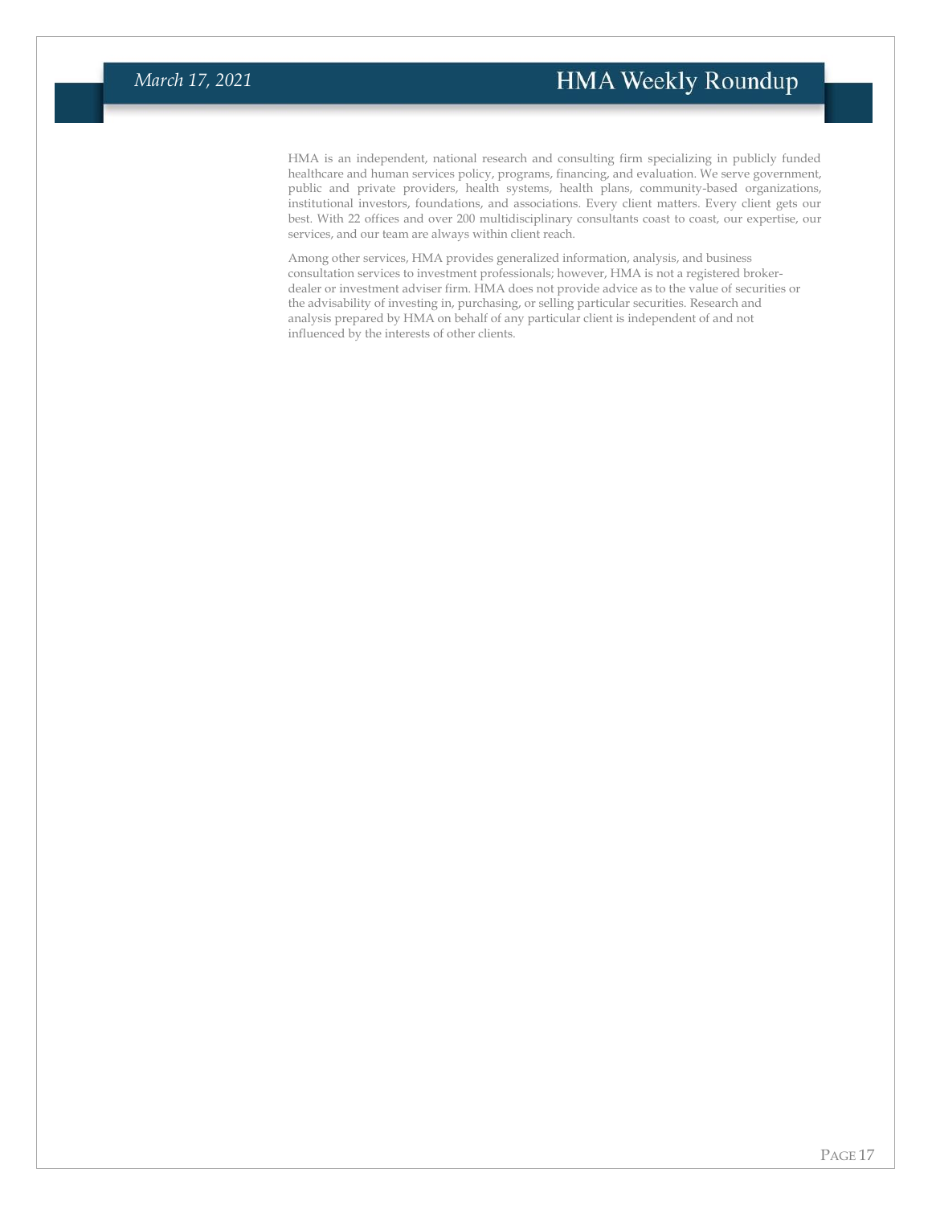HMA is an independent, national research and consulting firm specializing in publicly funded healthcare and human services policy, programs, financing, and evaluation. We serve government, public and private providers, health systems, health plans, community-based organizations, institutional investors, foundations, and associations. Every client matters. Every client gets our best. With 22 offices and over 200 multidisciplinary consultants coast to coast, our expertise, our services, and our team are always within client reach.

Among other services, HMA provides generalized information, analysis, and business consultation services to investment professionals; however, HMA is not a registered broker-dealer or investment adviser firm. HMA does not provide advice as to the value of securities or the advisability of investing in, purchasing, or selling particular securities. Research and analysis prepared by HMA on behalf of any particular client is independent of and not influenced by the interests of other clients.